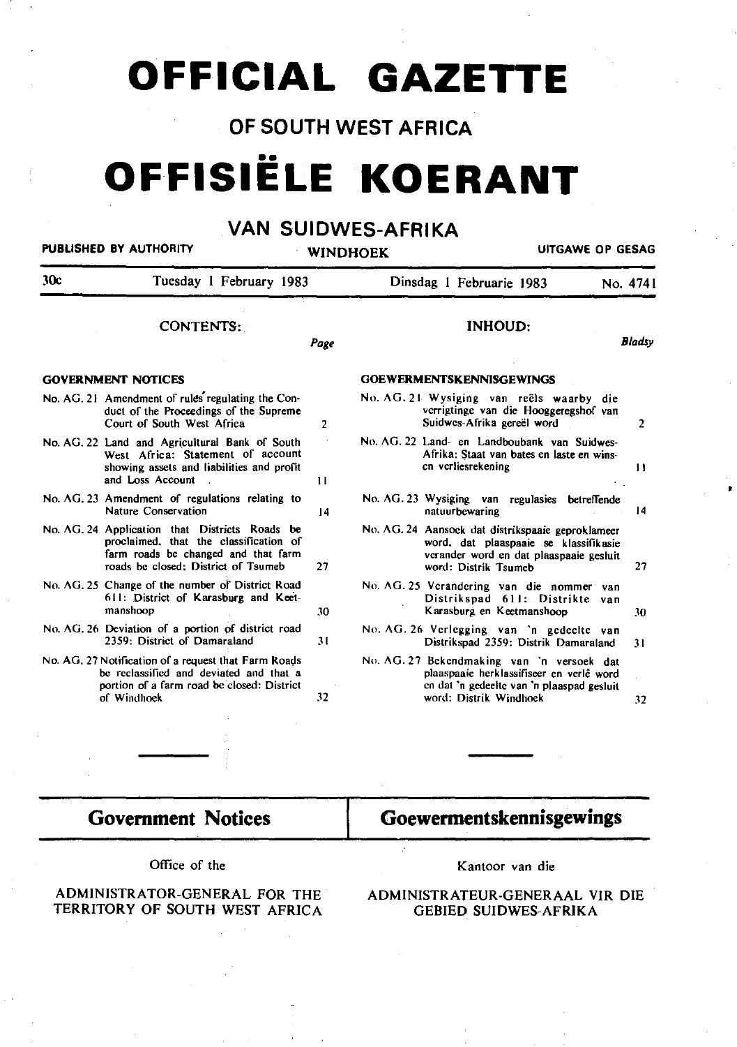# OFFICIAL GAZETTE

## OF SOUTH WEST AFRICA

# OFFISIËLE KOERANT

## VAN SUIDWES-AFRIKA

PUBLISHED BY AUTHORITY — WINDHOEK — UITGAWE OP GESAG

30c — Tuesday 1 February 1983 — Dinsdag 1 Februarie 1983 — No. 4741

### CONTENTS:

| | Page |
|---|---|
| **GOVERNMENT NOTICES** | |
| No. AG. 21 Amendment of rules regulating the Conduct of the Proceedings of the Supreme Court of South West Africa | 2 |
| No. AG. 22 Land and Agricultural Bank of South West Africa: Statement of account showing assets and liabilities and profit and Loss Account | 11 |
| No. AG. 23 Amendment of regulations relating to Nature Conservation | 14 |
| No. AG. 24 Application that Districts Roads be proclaimed, that the classification of farm roads be changed and that farm roads be closed: District of Tsumeb | 27 |
| No. AG. 25 Change of the number of District Road 611: District of Karasburg and Keetmanshoop | 30 |
| No. AG. 26 Deviation of a portion of district road 2359: District of Damaraland | 31 |
| No. AG. 27 Notification of a request that Farm Roads be reclassified and deviated and that a portion of a farm road be closed: District of Windhoek | 32 |

### INHOUD:

| | Bladsy |
|---|---|
| **GOEWERMENTSKENNISGEWINGS** | |
| No. AG. 21 Wysiging van reëls waarby die verrigtinge van die Hooggeregshof van Suidwes-Afrika gereël word | 2 |
| No. AG. 22 Land- en Landboubank van Suidwes-Afrika: Staat van bates en laste en wins- en verliesrekening | 11 |
| No. AG. 23 Wysiging van regulasies betreffende natuurbewaring | 14 |
| No. AG. 24 Aansoek dat distrikspaaie geproklameer word, dat plaaspaaie se klassifikasie verander word en dat plaaspaaie gesluit word: Distrik Tsumeb | 27 |
| No. AG. 25 Verandering van die nommer van Distrikspad 611: Distrikte van Karasburg en Keetmanshoop | 30 |
| No. AG. 26 Verlegging van 'n gedeelte van Distrikspad 2359: Distrik Damaraland | 31 |
| No. AG. 27 Bekendmaking van 'n versoek dat plaaspaaie herklassifiseer en verlê word en dat 'n gedeelte van 'n plaaspad gesluit word: Distrik Windhoek | 32 |

## Government Notices

Office of the

ADMINISTRATOR-GENERAL FOR THE TERRITORY OF SOUTH WEST AFRICA

## Goewermentskennisgewings

Kantoor van die

ADMINISTRATEUR-GENERAAL VIR DIE GEBIED SUIDWES-AFRIKA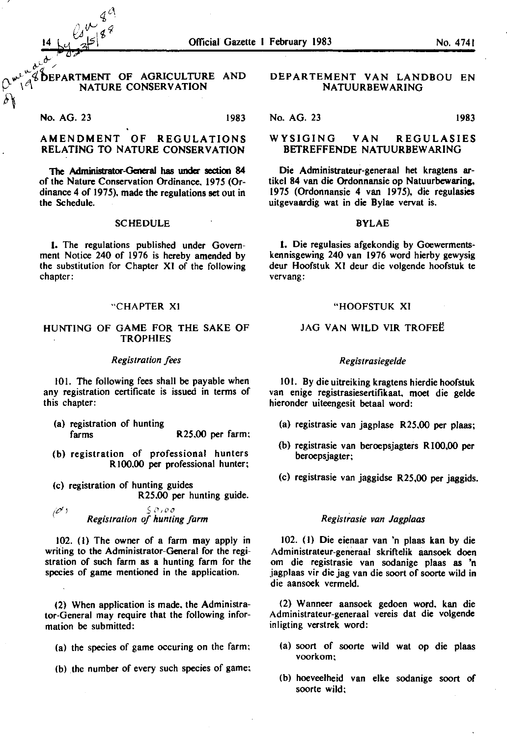## DEPARTMENT OF AGRICULTURE AND NATURE CONSERVATION

No. AG. 23 1983

### AMENDMENT OF REGULATIONS RELATING TO NATURE CONSERVATION

The Administrator-General has under section 84 of the Nature Conservation Ordinance, 1975 (Ordinance 4 of 1975), made the regulations set out in the Schedule.

#### SCHEDULE

1. The regulations published under Government Notice 240 of 1976 is hereby amended by the substitution for Chapter XI of the following chapter:

"CHAPTER XI

HUNTING OF GAME FOR THE SAKE OF TROPHIES

*Registration fees*

101. The following fees shall be payable when any registration certificate is issued in terms of this chapter:

(a) registration of hunting farms R25,00 per farm;

(b) registration of professional hunters R100,00 per professional hunter;

(c) registration of hunting guides R25,00 per hunting guide.

*Registration of hunting farm*

102. (1) The owner of a farm may apply in writing to the Administrator-General for the registration of such farm as a hunting farm for the species of game mentioned in the application.

(2) When application is made, the Administrator-General may require that the following information be submitted:

(a) the species of game occuring on the farm;

(b) the number of every such species of game;

## DEPARTEMENT VAN LANDBOU EN NATUURBEWARING

No. AG. 23 1983

### WYSIGING VAN REGULASIES BETREFFENDE NATUURBEWARING

Die Administrateur-generaal het kragtens artikel 84 van die Ordonnansie op Natuurbewaring, 1975 (Ordonnansie 4 van 1975), die regulasies uitgevaardig wat in die Bylae vervat is.

#### BYLAE

1. Die regulasies afgekondig by Goewermentskennisgewing 240 van 1976 word hierby gewysig deur Hoofstuk XI deur die volgende hoofstuk te vervang:

"HOOFSTUK XI

JAG VAN WILD VIR TROFEË

*Registrasiegelde*

101. By die uitreiking kragtens hierdie hoofstuk van enige registrasiesertifikaat, moet die gelde hieronder uiteengesit betaal word:

(a) registrasie van jagplase R25,00 per plaas;

(b) registrasie van beroepsjagters R100,00 per beroepsjagter;

(c) registrasie van jaggidse R25,00 per jaggids.

*Registrasie van Jagplaas*

102. (1) Die eienaar van 'n plaas kan by die Administrateur-generaal skriftelik aansoek doen om die registrasie van sodanige plaas as 'n jagplaas vir die jag van die soort of soorte wild in die aansoek vermeld.

(2) Wanneer aansoek gedoen word, kan die Administrateur-generaal vereis dat die volgende inligting verstrek word:

(a) soort of soorte wild wat op die plaas voorkom;

(b) hoeveelheid van elke sodanige soort of soorte wild;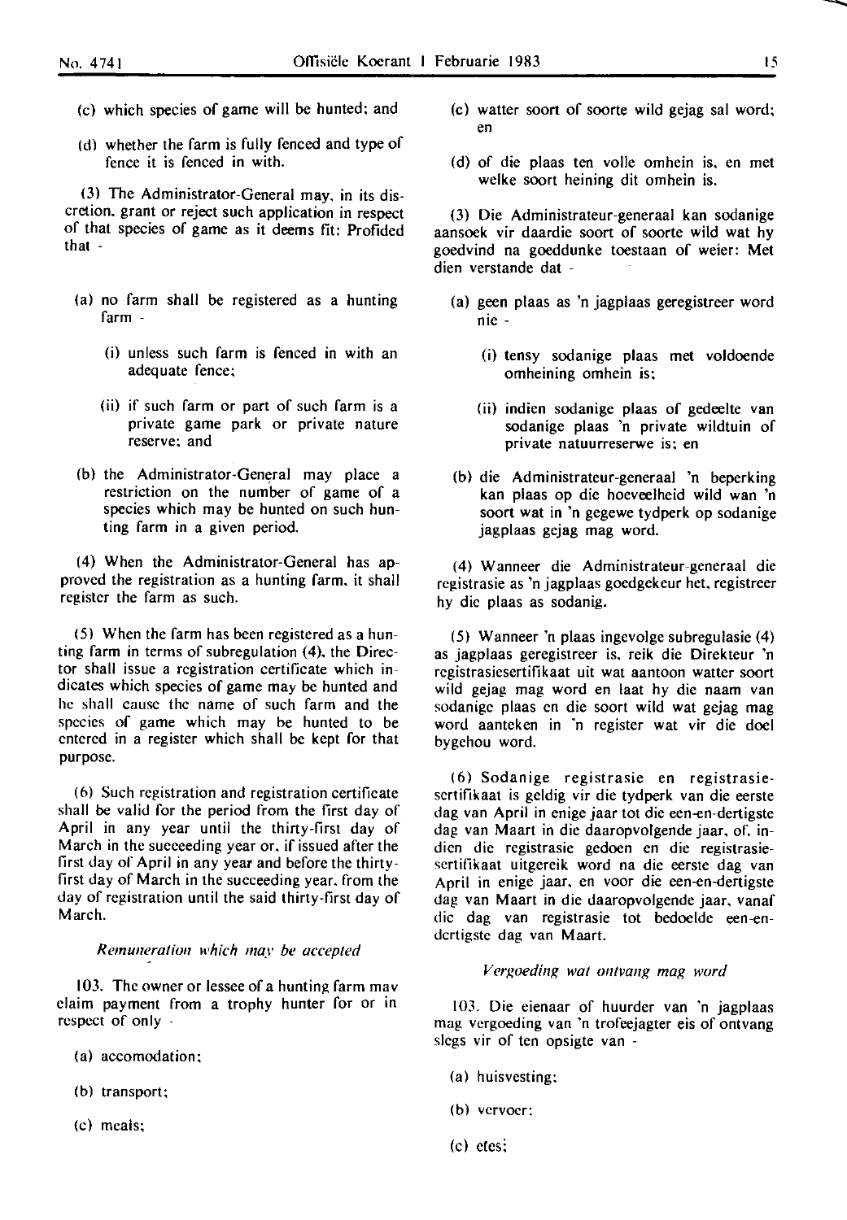(c) which species of game will be hunted; and

(d) whether the farm is fully fenced and type of fence it is fenced in with.

(3) The Administrator-General may, in its discretion, grant or reject such application in respect of that species of game as it deems fit: Profided that -

(a) no farm shall be registered as a hunting farm -

(i) unless such farm is fenced in with an adequate fence;

(ii) if such farm or part of such farm is a private game park or private nature reserve; and

(b) the Administrator-General may place a restriction on the number of game of a species which may be hunted on such hunting farm in a given period.

(4) When the Administrator-General has approved the registration as a hunting farm, it shall register the farm as such.

(5) When the farm has been registered as a hunting farm in terms of subregulation (4), the Director shall issue a registration certificate which indicates which species of game may be hunted and he shall cause the name of such farm and the species of game which may be hunted to be entered in a register which shall be kept for that purpose.

(6) Such registration and registration certificate shall be valid for the period from the first day of April in any year until the thirty-first day of March in the succeeding year or, if issued after the first day of April in any year and before the thirty-first day of March in the succeeding year, from the day of registration until the said thirty-first day of March.

*Remuneration which may be accepted*

103. The owner or lessee of a hunting farm may claim payment from a trophy hunter for or in respect of only -

(a) accomodation;

(b) transport;

(c) meals;

(c) watter soort of soorte wild gejag sal word; en

(d) of die plaas ten volle omhein is, en met welke soort heining dit omhein is.

(3) Die Administrateur-generaal kan sodanige aansoek vir daardie soort of soorte wild wat hy goedvind na goeddunke toestaan of weier: Met dien verstande dat -

(a) geen plaas as 'n jagplaas geregistreer word nie -

(i) tensy sodanige plaas met voldoende omheining omhein is;

(ii) indien sodanige plaas of gedeelte van sodanige plaas 'n private wildtuin of private natuurreserwe is; en

(b) die Administrateur-generaal 'n beperking kan plaas op die hoeveelheid wild wan 'n soort wat in 'n gegewe tydperk op sodanige jagplaas gejag mag word.

(4) Wanneer die Administrateur-generaal die registrasie as 'n jagplaas goedgekeur het, registreer hy die plaas as sodanig.

(5) Wanneer 'n plaas ingevolge subregulasie (4) as jagplaas geregistreer is, reik die Direkteur 'n registrasiesertifikaat uit wat aantoon watter soort wild gejag mag word en laat hy die naam van sodanige plaas en die soort wild wat gejag mag word aanteken in 'n register wat vir die doel bygehou word.

(6) Sodanige registrasie en registrasiesertifikaat is geldig vir die tydperk van die eerste dag van April in enige jaar tot die een-en-dertigste dag van Maart in die daaropvolgende jaar, of, indien die registrasie gedoen en die registrasiesertifikaat uitgereik word na die eerste dag van April in enige jaar, en voor die een-en-dertigste dag van Maart in die daaropvolgende jaar, vanaf die dag van registrasie tot bedoelde een-en-dertigste dag van Maart.

*Vergoeding wat ontvang mag word*

103. Die eienaar of huurder van 'n jagplaas mag vergoeding van 'n trofeejagter eis of ontvang slegs vir of ten opsigte van -

(a) huisvesting;

(b) vervoer;

(c) etes;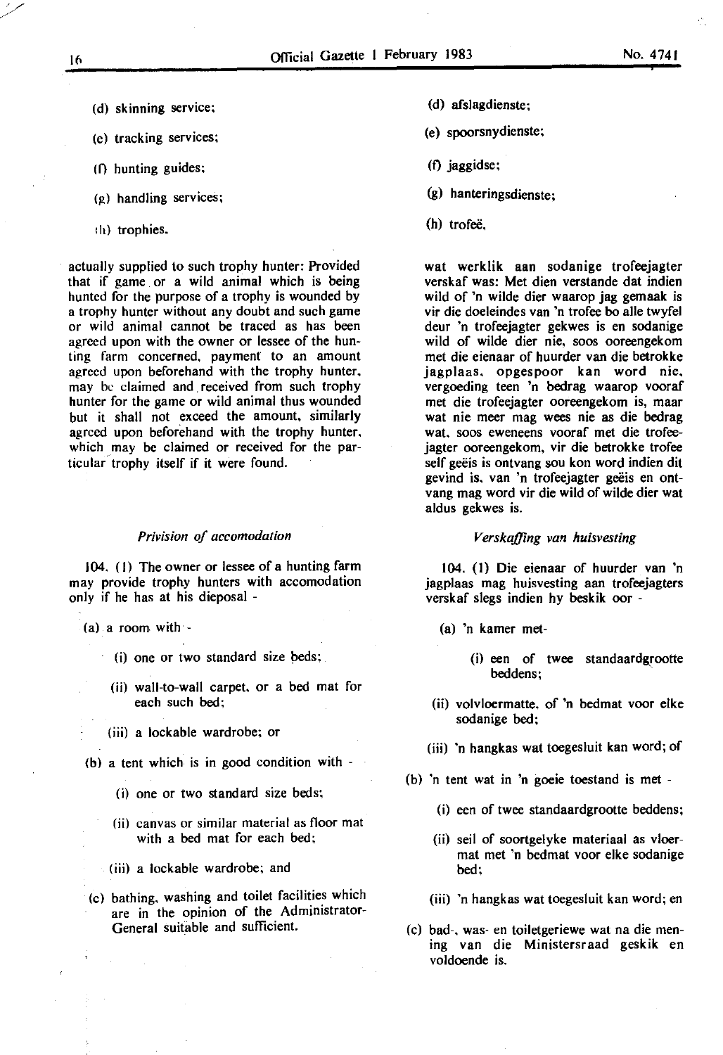(d) skinning service;

(e) tracking services;

(f) hunting guides;

(g) handling services;

(h) trophies.

actually supplied to such trophy hunter: Provided that if game or a wild animal which is being hunted for the purpose of a trophy is wounded by a trophy hunter without any doubt and such game or wild animal cannot be traced as has been agreed upon with the owner or lessee of the hunting farm concerned, payment to an amount agreed upon beforehand with the trophy hunter, may be claimed and received from such trophy hunter for the game or wild animal thus wounded but it shall not exceed the amount, similarly agreed upon beforehand with the trophy hunter, which may be claimed or received for the particular trophy itself if it were found.

*Privision of accomodation*

104. (1) The owner or lessee of a hunting farm may provide trophy hunters with accomodation only if he has at his dieposal -

(a) a room with -

(i) one or two standard size beds;

(ii) wall-to-wall carpet, or a bed mat for each such bed;

(iii) a lockable wardrobe; or

(b) a tent which is in good condition with -

(i) one or two standard size beds;

(ii) canvas or similar material as floor mat with a bed mat for each bed;

(iii) a lockable wardrobe; and

(c) bathing, washing and toilet facilities which are in the opinion of the Administrator-General suitable and sufficient.

(d) afslagdienste;

(e) spoorsnydienste;

(f) jaggidse;

(g) hanteringsdienste;

(h) trofeë,

wat werklik aan sodanige trofeejagter verskaf was: Met dien verstande dat indien wild of 'n wilde dier waarop jag gemaak is vir die doeleindes van 'n trofee bo alle twyfel deur 'n trofeejagter gekwes is en sodanige wild of wilde dier nie, soos ooreengekom met die eienaar of huurder van die betrokke jagplaas, opgespoor kan word nie, vergoeding teen 'n bedrag waarop vooraf met die trofeejagter ooreengekom is, maar wat nie meer mag wees nie as die bedrag wat, soos eweneens vooraf met die trofeejagter ooreengekom, vir die betrokke trofee self geëis is ontvang sou kon word indien dit gevind is, van 'n trofeejagter geëis en ontvang mag word vir die wild of wilde dier wat aldus gekwes is.

*Verskaffing van huisvesting*

104. (1) Die eienaar of huurder van 'n jagplaas mag huisvesting aan trofeejagters verskaf slegs indien hy beskik oor -

(a) 'n kamer met-

(i) een of twee standaardgrootte beddens;

(ii) volvloermatte, of 'n bedmat voor elke sodanige bed;

(iii) 'n hangkas wat toegesluit kan word; of

(b) 'n tent wat in 'n goeie toestand is met -

(i) een of twee standaardgrootte beddens;

(ii) seil of soortgelyke materiaal as vloermat met 'n bedmat voor elke sodanige bed;

(iii) 'n hangkas wat toegesluit kan word; en

(c) bad-, was- en toiletgeriewe wat na die mening van die Ministersraad geskik en voldoende is.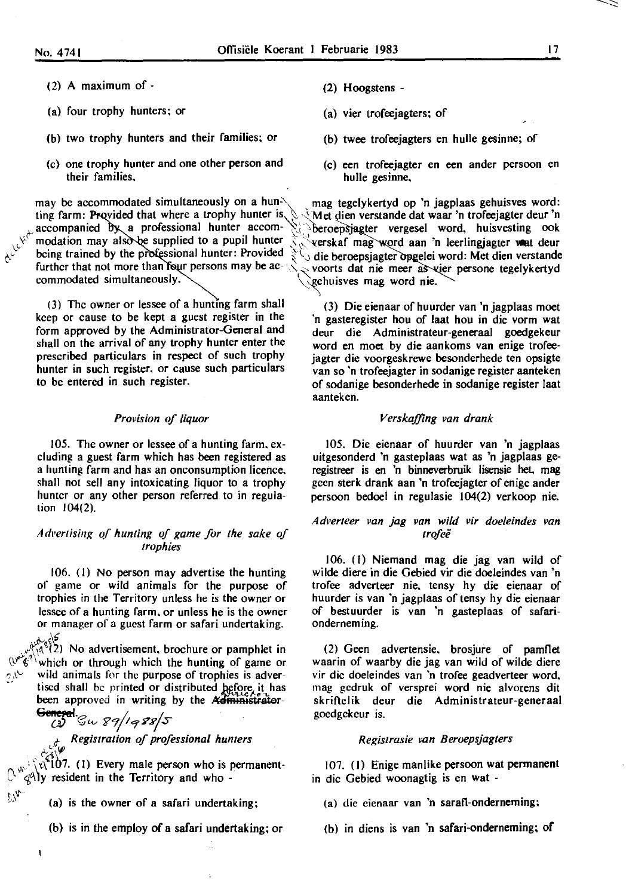(2) A maximum of -

(a) four trophy hunters; or

(b) two trophy hunters and their families; or

(c) one trophy hunter and one other person and their families,

may be accommodated simultaneously on a hunting farm: Provided that where a trophy hunter is accompanied by a professional hunter accommodation may also be supplied to a pupil hunter being trained by the professional hunter: Provided further that not more than four persons may be accommodated simultaneously.

(3) The owner or lessee of a hunting farm shall keep or cause to be kept a guest register in the form approved by the Administrator-General and shall on the arrival of any trophy hunter enter the prescribed particulars in respect of such trophy hunter in such register, or cause such particulars to be entered in such register.

*Provision of liquor*

105. The owner or lessee of a hunting farm, excluding a guest farm which has been registered as a hunting farm and has an onconsumption licence, shall not sell any intoxicating liquor to a trophy hunter or any other person referred to in regulation 104(2).

*Advertising of hunting of game for the sake of trophies*

106. (1) No person may advertise the hunting of game or wild animals for the purpose of trophies in the Territory unless he is the owner or lessee of a hunting farm, or unless he is the owner or manager of a guest farm or safari undertaking.

(2) No advertisement, brochure or pamphlet in which or through which the hunting of game or wild animals for the purpose of trophies is advertised shall be printed or distributed before it has been approved in writing by the ~~Administrator-General~~.

*Registration of professional hunters*

107. (1) Every male person who is permanently resident in the Territory and who -

(a) is the owner of a safari undertaking;

(b) is in the employ of a safari undertaking; or

(2) Hoogstens -

(a) vier trofeejagters; of

(b) twee trofeejagters en hulle gesinne; of

(c) een trofeejagter en een ander persoon en hulle gesinne,

mag tegelykertyd op 'n jagplaas gehuisves word: Met dien verstande dat waar 'n trofeejagter deur 'n beroepsjagter vergesel word, huisvesting ook verskaf mag word aan 'n leerlingjagter wat deur die beroepsjagter opgelei word: Met dien verstande voorts dat nie meer as vier persone tegelykertyd gehuisves mag word nie.

(3) Die eienaar of huurder van 'n jagplaas moet 'n gasteregister hou of laat hou in die vorm wat deur die Administrateur-generaal goedgekeur word en moet by die aankoms van enige trofeejagter die voorgeskrewe besonderhede ten opsigte van so 'n trofeejagter in sodanige register aanteken of sodanige besonderhede in sodanige register laat aanteken.

*Verskaffing van drank*

105. Die eienaar of huurder van 'n jagplaas uitgesonderd 'n gasteplaas wat as 'n jagplaas geregistreer is en 'n binneverbruik lisensie het, mag geen sterk drank aan 'n trofeejagter of enige ander persoon bedoel in regulasie 104(2) verkoop nie.

*Adverteer van jag van wild vir doeleindes van trofeë*

106. (1) Niemand mag die jag van wild of wilde diere in die Gebied vir die doeleindes van 'n trofee adverteer nie, tensy hy die eienaar of huurder is van 'n jagplaas of tensy hy die eienaar of bestuurder is van 'n gasteplaas of safarionderneming.

(2) Geen advertensie, brosjure of pamflet waarin of waarby die jag van wild of wilde diere vir die doeleindes van 'n trofee geadverteer word, mag gedruk of versprei word nie alvorens dit skriftelik deur die Administrateur-generaal goedgekeur is.

*Registrasie van Beroepsjagters*

107. (1) Enige manlike persoon wat permanent in die Gebied woonagtig is en wat -

(a) die eienaar van 'n safari-onderneming;

(b) in diens is van 'n safari-onderneming; of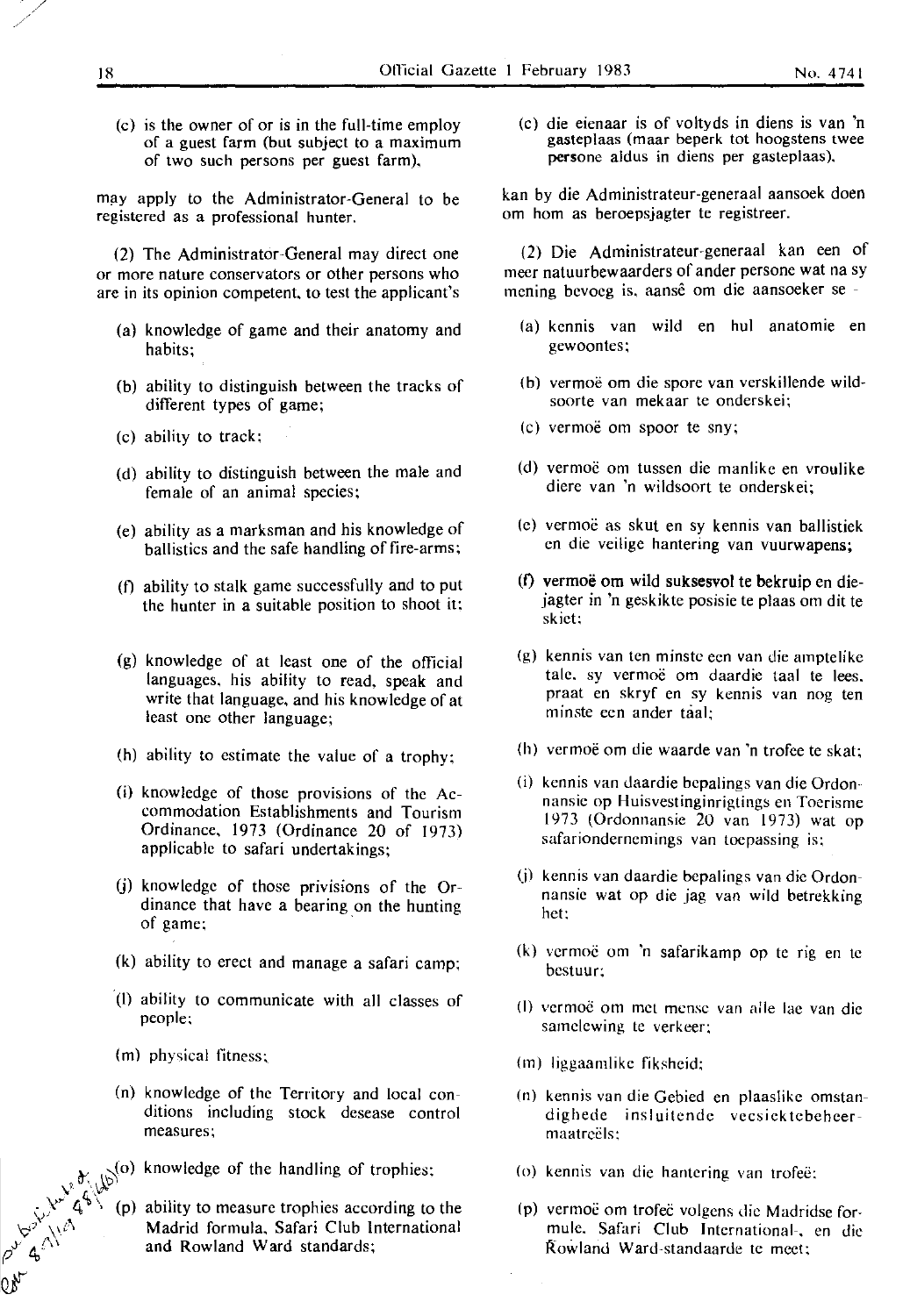(c) is the owner of or is in the full-time employ of a guest farm (but subject to a maximum of two such persons per guest farm),

may apply to the Administrator-General to be registered as a professional hunter.

(2) The Administrator-General may direct one or more nature conservators or other persons who are in its opinion competent, to test the applicant's

(a) knowledge of game and their anatomy and habits;

(b) ability to distinguish between the tracks of different types of game;

(c) ability to track;

(d) ability to distinguish between the male and female of an animal species;

(e) ability as a marksman and his knowledge of ballistics and the safe handling of fire-arms;

(f) ability to stalk game successfully and to put the hunter in a suitable position to shoot it;

(g) knowledge of at least one of the official languages, his ability to read, speak and write that language, and his knowledge of at least one other language;

(h) ability to estimate the value of a trophy;

(i) knowledge of those provisions of the Accommodation Establishments and Tourism Ordinance, 1973 (Ordinance 20 of 1973) applicable to safari undertakings;

(j) knowledge of those privisions of the Ordinance that have a bearing on the hunting of game;

(k) ability to erect and manage a safari camp;

(l) ability to communicate with all classes of people;

(m) physical fitness;

(n) knowledge of the Territory and local conditions including stock desease control measures;

(o) knowledge of the handling of trophies;

(p) ability to measure trophies according to the Madrid formula, Safari Club International and Rowland Ward standards;

(c) die eienaar is of voltyds in diens is van 'n gasteplaas (maar beperk tot hoogstens twee persone aldus in diens per gasteplaas),

kan by die Administrateur-generaal aansoek doen om hom as beroepsjagter te registreer.

(2) Die Administrateur-generaal kan een of meer natuurbewaarders of ander persone wat na sy mening bevoeg is, aansê om die aansoeker se -

(a) kennis van wild en hul anatomie en gewoontes;

(b) vermoë om die spore van verskillende wildsoorte van mekaar te onderskei;

(c) vermoë om spoor te sny;

(d) vermoë om tussen die manlike en vroulike diere van 'n wildsoort te onderskei;

(e) vermoë as skut en sy kennis van ballistiek en die veilige hantering van vuurwapens;

(f) vermoë om wild suksesvol te bekruip en diejagter in 'n geskikte posisie te plaas om dit te skiet;

(g) kennis van ten minste een van die amptelike tale, sy vermoë om daardie taal te lees, praat en skryf en sy kennis van nog ten minste een ander taal;

(h) vermoë om die waarde van 'n trofee te skat;

(i) kennis van daardie bepalings van die Ordonnansie op Huisvestinginrigtings en Toerisme 1973 (Ordonnansie 20 van 1973) wat op safariondernemings van toepassing is;

(j) kennis van daardie bepalings van die Ordonnansie wat op die jag van wild betrekking het;

(k) vermoë om 'n safarikamp op te rig en te bestuur;

(l) vermoë om met mense van alle lae van die samelewing te verkeer;

(m) liggaamlike fiksheid;

(n) kennis van die Gebied en plaaslike omstandighede insluitende veesiektebeheermaatreëls;

(o) kennis van die hantering van trofeë;

(p) vermoë om trofeë volgens die Madridse formule, Safari Club International-, en die Rowland Ward-standaarde te meet;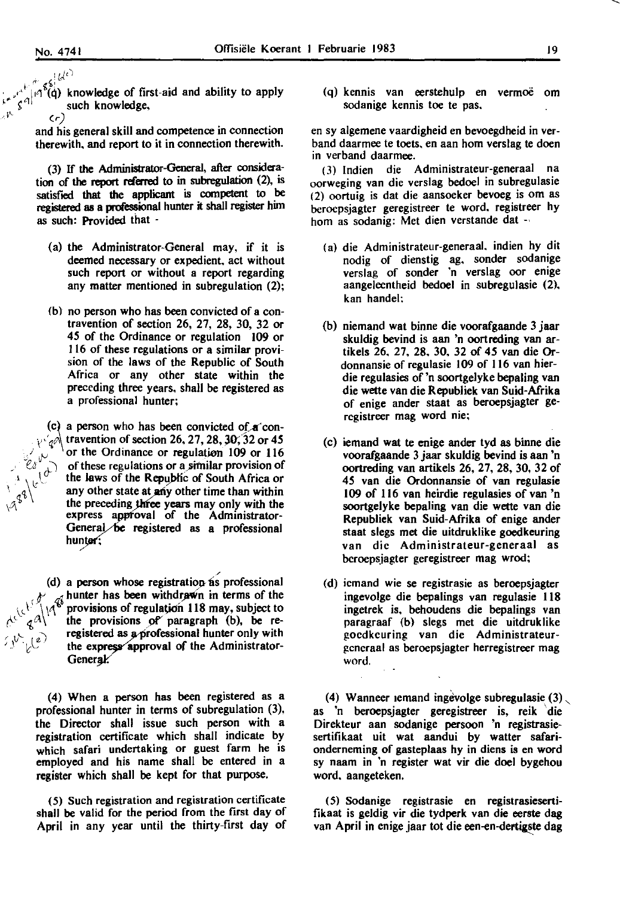(q) knowledge of first-aid and ability to apply such knowledge,

and his general skill and competence in connection therewith, and report to it in connection therewith.

(3) If the Administrator-General, after consideration of the report referred to in subregulation (2), is satisfied that the applicant is competent to be registered as a professional hunter it shall register him as such: Provided that -

(a) the Administrator-General may, if it is deemed necessary or expedient, act without such report or without a report regarding any matter mentioned in subregulation (2);

(b) no person who has been convicted of a contravention of section 26, 27, 28, 30, 32 or 45 of the Ordinance or regulation 109 or 116 of these regulations or a similar provision of the laws of the Republic of South Africa or any other state within the preceding three years, shall be registered as a professional hunter;

(c) a person who has been convicted of a contravention of section 26, 27, 28, 30, 32 or 45 or the Ordinance or regulation 109 or 116 of these regulations or a similar provision of the laws of the Republic of South Africa or any other state at any other time than within the preceding three years may only with the express approval of the Administrator-General be registered as a professional hunter;

(d) a person whose registration as professional hunter has been withdrawn in terms of the provisions of regulation 118 may, subject to the provisions of paragraph (b), be reregistered as a professional hunter only with the express approval of the Administrator-General.

(4) When a person has been registered as a professional hunter in terms of subregulation (3), the Director shall issue such person with a registration certificate which shall indicate by which safari undertaking or guest farm he is employed and his name shall be entered in a register which shall be kept for that purpose.

(5) Such registration and registration certificate shall be valid for the period from the first day of April in any year until the thirty-first day of

(q) kennis van eerstehulp en vermoë om sodanige kennis toe te pas,

en sy algemene vaardigheid en bevoegdheid in verband daarmee te toets, en aan hom verslag te doen in verband daarmee.

(3) Indien die Administrateur-generaal na oorweging van die verslag bedoel in subregulasie (2) oortuig is dat die aansoeker bevoeg is om as beroepsjagter geregistreer te word, registreer hy hom as sodanig: Met dien verstande dat -

(a) die Administrateur-generaal, indien hy dit nodig of dienstig ag, sonder sodanige verslag of sonder 'n verslag oor enige aangeleentheid bedoel in subregulasie (2), kan handel;

(b) niemand wat binne die voorafgaande 3 jaar skuldig bevind is aan 'n oortreding van artikels 26, 27, 28, 30, 32 of 45 van die Ordonnansie of regulasie 109 of 116 van hierdie regulasies of 'n soortgelyke bepaling van die wette van die Republiek van Suid-Afrika of enige ander staat as beroepsjagter geregistreer mag word nie;

(c) iemand wat te enige ander tyd as binne die voorafgaande 3 jaar skuldig bevind is aan 'n oortreding van artikels 26, 27, 28, 30, 32 of 45 van die Ordonnansie of van regulasie 109 of 116 van heirdie regulasies of van 'n soortgelyke bepaling van die wette van die Republiek van Suid-Afrika of enige ander staat slegs met die uitdruklike goedkeuring van die Administrateur-generaal as beroepsjagter geregistreer mag wrod;

(d) iemand wie se registrasie as beroepsjagter ingevolge die bepalings van regulasie 118 ingetrek is, behoudens die bepalings van paragraaf (b) slegs met die uitdruklike goedkeuring van die Administrateur-generaal as beroepsjagter herregistreer mag word.

(4) Wanneer iemand ingevolge subregulasie (3) as 'n beroepsjagter geregistreer is, reik die Direkteur aan sodanige persoon 'n registrasiesertifikaat uit wat aandui by watter safarionderneming of gasteplaas hy in diens is en word sy naam in 'n register wat vir die doel bygehou word, aangeteken.

(5) Sodanige registrasie en registrasiesertifikaat is geldig vir die tydperk van die eerste dag van April in enige jaar tot die een-en-dertigste dag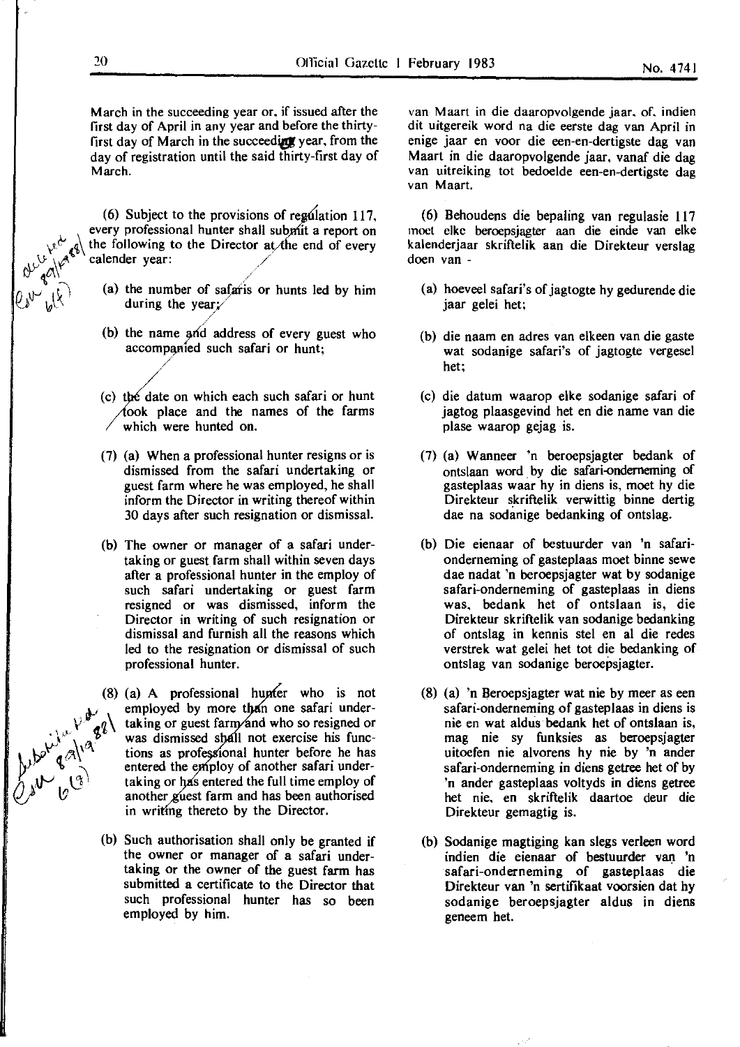March in the succeeding year or, if issued after the first day of April in any year and before the thirty-first day of March in the succeeding year, from the day of registration until the said thirty-first day of March.

(6) Subject to the provisions of regulation 117, every professional hunter shall submit a report on the following to the Director at the end of every calender year:

(a) the number of safaris or hunts led by him during the year;

(b) the name and address of every guest who accompanied such safari or hunt;

(c) the date on which each such safari or hunt took place and the names of the farms which were hunted on.

(7) (a) When a professional hunter resigns or is dismissed from the safari undertaking or guest farm where he was employed, he shall inform the Director in writing thereof within 30 days after such resignation or dismissal.

(b) The owner or manager of a safari undertaking or guest farm shall within seven days after a professional hunter in the employ of such safari undertaking or guest farm resigned or was dismissed, inform the Director in writing of such resignation or dismissal and furnish all the reasons which led to the resignation or dismissal of such professional hunter.

(8) (a) A professional hunter who is not employed by more than one safari undertaking or guest farm and who so resigned or was dismissed shall not exercise his functions as professional hunter before he has entered the employ of another safari undertaking or has entered the full time employ of another guest farm and has been authorised in writing thereto by the Director.

(b) Such authorisation shall only be granted if the owner or manager of a safari undertaking or the owner of the guest farm has submitted a certificate to the Director that such professional hunter has so been employed by him.

van Maart in die daaropvolgende jaar, of, indien dit uitgereik word na die eerste dag van April in enige jaar en voor die een-en-dertigste dag van Maart in die daaropvolgende jaar, vanaf die dag van uitreiking tot bedoelde een-en-dertigste dag van Maart.

(6) Behoudens die bepaling van regulasie 117 moet elke beroepsjagter aan die einde van elke kalenderjaar skriftelik aan die Direkteur verslag doen van -

(a) hoeveel safari's of jagtogte hy gedurende die jaar gelei het;

(b) die naam en adres van elkeen van die gaste wat sodanige safari's of jagtogte vergesel het;

(c) die datum waarop elke sodanige safari of jagtog plaasgevind het en die name van die plase waarop gejag is.

(7) (a) Wanneer 'n beroepsjagter bedank of ontslaan word by die safari-onderneming of gasteplaas waar hy in diens is, moet hy die Direkteur skriftelik verwittig binne dertig dae na sodanige bedanking of ontslag.

(b) Die eienaar of bestuurder van 'n safari-onderneming of gasteplaas moet binne sewe dae nadat 'n beroepsjagter wat by sodanige safari-onderneming of gasteplaas in diens was, bedank het of ontslaan is, die Direkteur skriftelik van sodanige bedanking of ontslag in kennis stel en al die redes verstrek wat gelei het tot die bedanking of ontslag van sodanige beroepsjagter.

(8) (a) 'n Beroepsjagter wat nie by meer as een safari-onderneming of gasteplaas in diens is nie en wat aldus bedank het of ontslaan is, mag nie sy funksies as beroepsjagter uitoefen nie alvorens hy nie by 'n ander safari-onderneming in diens getree het of by 'n ander gasteplaas voltyds in diens getree het nie, en skriftelik daartoe deur die Direkteur gemagtig is.

(b) Sodanige magtiging kan slegs verleen word indien die eienaar of bestuurder van 'n safari-onderneming of gasteplaas die Direkteur van 'n sertifikaat voorsien dat hy sodanige beroepsjagter aldus in diens geneem het.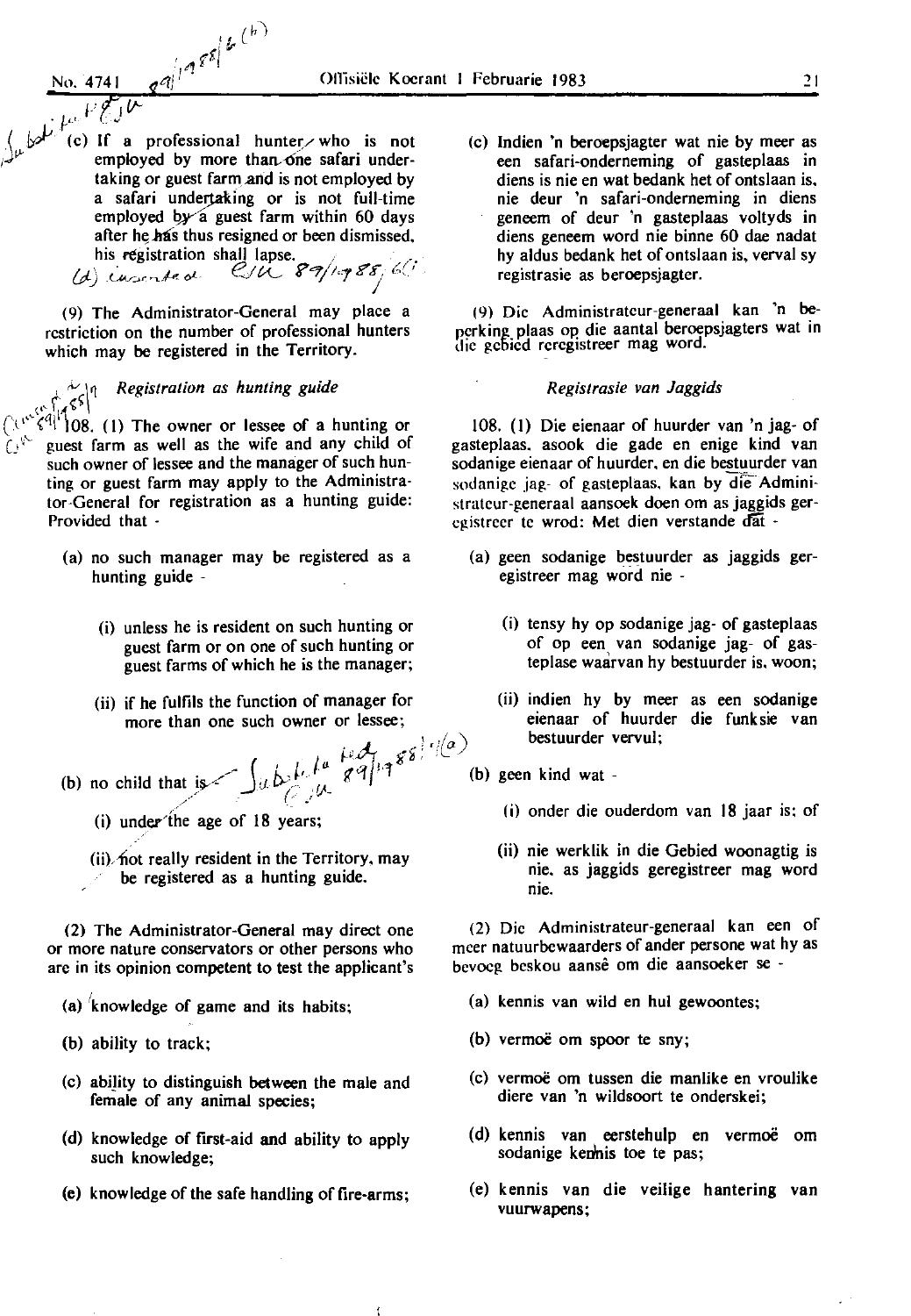(c) If a professional hunter who is not employed by more than one safari undertaking or guest farm and is not employed by a safari undertaking or is not full-time employed by a guest farm within 60 days after he has thus resigned or been dismissed, his registration shall lapse.

(9) The Administrator-General may place a restriction on the number of professional hunters which may be registered in the Territory.

*Registration as hunting guide*

108. (1) The owner or lessee of a hunting or guest farm as well as the wife and any child of such owner of lessee and the manager of such hunting or guest farm may apply to the Administrator-General for registration as a hunting guide: Provided that -

(a) no such manager may be registered as a hunting guide -

(i) unless he is resident on such hunting or guest farm or on one of such hunting or guest farms of which he is the manager;

(ii) if he fulfils the function of manager for more than one such owner or lessee;

(b) no child that is -

(i) under the age of 18 years;

(ii) not really resident in the Territory, may be registered as a hunting guide.

(2) The Administrator-General may direct one or more nature conservators or other persons who are in its opinion competent to test the applicant's

(a) knowledge of game and its habits;

(b) ability to track;

(c) ability to distinguish between the male and female of any animal species;

(d) knowledge of first-aid and ability to apply such knowledge;

(e) knowledge of the safe handling of fire-arms;

(c) Indien 'n beroepsjagter wat nie by meer as een safari-onderneming of gasteplaas in diens is nie en wat bedank het of ontslaan is, nie deur 'n safari-onderneming in diens geneem of deur 'n gasteplaas voltyds in diens geneem word nie binne 60 dae nadat hy aldus bedank het of ontslaan is, verval sy registrasie as beroepsjagter.

(9) Die Administrateur-generaal kan 'n beperking plaas op die aantal beroepsjagters wat in die gebied geregistreer mag word.

*Registrasie van Jaggids*

108. (1) Die eienaar of huurder van 'n jag- of gasteplaas, asook die gade en enige kind van sodanige eienaar of huurder, en die bestuurder van sodanige jag- of gasteplaas, kan by die Administrateur-generaal aansoek doen om as jaggids geregistreer te wrod: Met dien verstande dat -

(a) geen sodanige bestuurder as jaggids geregistreer mag word nie -

(i) tensy hy op sodanige jag- of gasteplaas of op een van sodanige jag- of gasteplase waarvan hy bestuurder is, woon;

(ii) indien hy by meer as een sodanige eienaar of huurder die funksie van bestuurder vervul;

(b) geen kind wat -

(i) onder die ouderdom van 18 jaar is; of

(ii) nie werklik in die Gebied woonagtig is nie, as jaggids geregistreer mag word nie.

(2) Die Administrateur-generaal kan een of meer natuurbewaarders of ander persone wat hy as bevoeg beskou aansê om die aansoeker se -

(a) kennis van wild en hul gewoontes;

(b) vermoë om spoor te sny;

(c) vermoë om tussen die manlike en vroulike diere van 'n wildsoort te onderskei;

(d) kennis van eerstehulp en vermoë om sodanige kennis toe te pas;

(e) kennis van die veilige hantering van vuurwapens;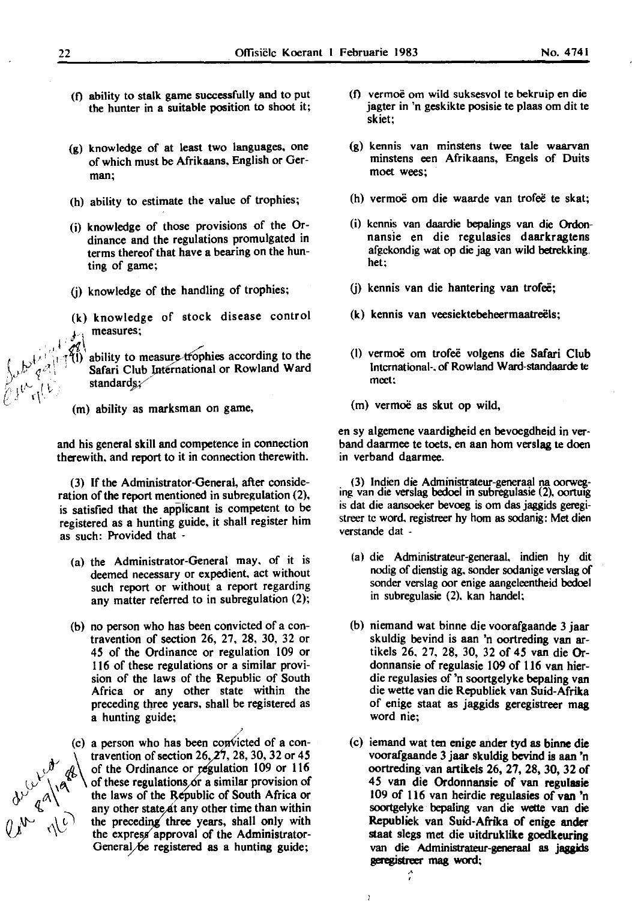(f) ability to stalk game successfully and to put the hunter in a suitable position to shoot it;

(g) knowledge of at least two languages, one of which must be Afrikaans, English or German;

(h) ability to estimate the value of trophies;

(i) knowledge of those provisions of the Ordinance and the regulations promulgated in terms thereof that have a bearing on the hunting of game;

(j) knowledge of the handling of trophies;

(k) knowledge of stock disease control measures;

(l) ability to measure trophies according to the Safari Club International or Rowland Ward standards;

(m) ability as marksman on game,

and his general skill and competence in connection therewith, and report to it in connection therewith.

(3) If the Administrator-General, after consideration of the report mentioned in subregulation (2), is satisfied that the applicant is competent to be registered as a hunting guide, it shall register him as such: Provided that -

(a) the Administrator-General may, of it is deemed necessary or expedient, act without such report or without a report regarding any matter referred to in subregulation (2);

(b) no person who has been convicted of a contravention of section 26, 27, 28, 30, 32 or 45 of the Ordinance or regulation 109 or 116 of these regulations or a similar provision of the laws of the Republic of South Africa or any other state within the preceding three years, shall be registered as a hunting guide;

(c) a person who has been convicted of a contravention of section 26, 27, 28, 30, 32 or 45 of the Ordinance or regulation 109 or 116 of these regulations or a similar provision of the laws of the Republic of South Africa or any other state at any other time than within the preceding three years, shall only with the express approval of the Administrator-General be registered as a hunting guide;

(f) vermoë om wild suksesvol te bekruip en die jagter in 'n geskikte posisie te plaas om dit te skiet;

(g) kennis van minstens twee tale waarvan minstens een Afrikaans, Engels of Duits moet wees;

(h) vermoë om die waarde van trofeë te skat;

(i) kennis van daardie bepalings van die Ordonnansie en die regulasies daarkragtens afgekondig wat op die jag van wild betrekking het;

(j) kennis van die hantering van trofeë;

(k) kennis van veesiektebeheermaatreëls;

(l) vermoë om trofeë volgens die Safari Club International-, of Rowland Ward-standaarde te meet;

(m) vermoë as skut op wild,

en sy algemene vaardigheid en bevoegdheid in verband daarmee te toets, en aan hom verslag te doen in verband daarmee.

(3) Indien die Administrateur-generaal na oorweging van die verslag bedoel in subregulasie (2), oortuig is dat die aansoeker bevoeg is om das jaggids geregistreer te word, registreer hy hom as sodanig: Met dien verstande dat -

(a) die Administrateur-generaal, indien hy dit nodig of dienstig ag, sonder sodanige verslag of sonder verslag oor enige aangeleentheid bedoel in subregulasie (2), kan handel;

(b) niemand wat binne die voorafgaande 3 jaar skuldig bevind is aan 'n oortreding van artikels 26, 27, 28, 30, 32 of 45 van die Ordonnansie of regulasie 109 of 116 van hierdie regulasies of 'n soortgelyke bepaling van die wette van die Republiek van Suid-Afrika of enige staat as jaggids geregistreer mag word nie;

(c) iemand wat ten enige ander tyd as binne die voorafgaande 3 jaar skuldig bevind is aan 'n oortreding van artikels 26, 27, 28, 30, 32 of 45 van die Ordonnansie of van regulasie 109 of 116 van heirdie regulasies of van 'n soortgelyke bepaling van die wette van die Republiek van Suid-Afrika of enige ander staat slegs met die uitdruklike goedkeuring van die Administrateur-generaal as jaggids geregistreer mag word;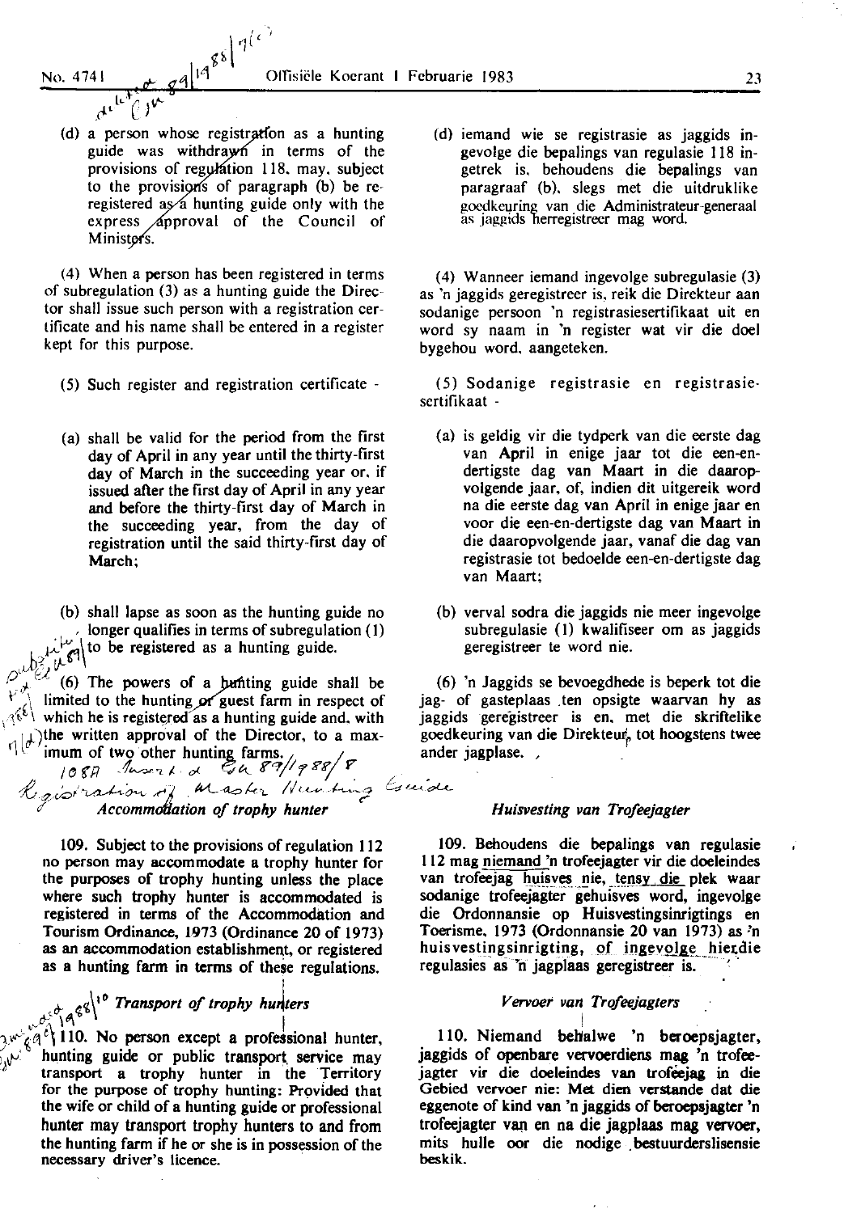(d) a person whose registration as a hunting guide was withdrawn in terms of the provisions of regulation 118, may, subject to the provisions of paragraph (b) be re-registered as a hunting guide only with the express approval of the Council of Ministers.

(4) When a person has been registered in terms of subregulation (3) as a hunting guide the Director shall issue such person with a registration certificate and his name shall be entered in a register kept for this purpose.

(5) Such register and registration certificate -

(a) shall be valid for the period from the first day of April in any year until the thirty-first day of March in the succeeding year or, if issued after the first day of April in any year and before the thirty-first day of March in the succeeding year, from the day of registration until the said thirty-first day of March;

(b) shall lapse as soon as the hunting guide no longer qualifies in terms of subregulation (1) to be registered as a hunting guide.

(6) The powers of a hunting guide shall be limited to the hunting or guest farm in respect of which he is registered as a hunting guide and, with the written approval of the Director, to a maximum of two other hunting farms.

108A Inserted GN 89/1988/8
Registration of Master Hunting Guide

*Accommodation of trophy hunter*

109. Subject to the provisions of regulation 112 no person may accommodate a trophy hunter for the purposes of trophy hunting unless the place where such trophy hunter is accommodated is registered in terms of the Accommodation and Tourism Ordinance, 1973 (Ordinance 20 of 1973) as an accommodation establishment, or registered as a hunting farm in terms of these regulations.

*Transport of trophy hunters*

110. No person except a professional hunter, hunting guide or public transport service may transport a trophy hunter in the Territory for the purpose of trophy hunting: Provided that the wife or child of a hunting guide or professional hunter may transport trophy hunters to and from the hunting farm if he or she is in possession of the necessary driver's licence.

(d) iemand wie se registrasie as jaggids ingevolge die bepalings van regulasie 118 ingetrek is, behoudens die bepalings van paragraaf (b), slegs met die uitdruklike goedkeuring van die Administrateur-generaal as jaggids herregistreer mag word.

(4) Wanneer iemand ingevolge subregulasie (3) as 'n jaggids geregistreer is, reik die Direkteur aan sodanige persoon 'n registrasiesertifikaat uit en word sy naam in 'n register wat vir die doel bygehou word, aangeteken.

(5) Sodanige registrasie en registrasiesertifikaat -

(a) is geldig vir die tydperk van die eerste dag van April in enige jaar tot die een-en-dertigste dag van Maart in die daaropvolgende jaar, of, indien dit uitgereik word na die eerste dag van April in enige jaar en voor die een-en-dertigste dag van Maart in die daaropvolgende jaar, vanaf die dag van registrasie tot bedoelde een-en-dertigste dag van Maart;

(b) verval sodra die jaggids nie meer ingevolge subregulasie (1) kwalifiseer om as jaggids geregistreer te word nie.

(6) 'n Jaggids se bevoegdhede is beperk tot die jag- of gasteplaas ten opsigte waarvan hy as jaggids geregistreer is en, met die skriftelike goedkeuring van die Direkteur, tot hoogstens twee ander jagplase.

*Huisvesting van Trofeejagter*

109. Behoudens die bepalings van regulasie 112 mag niemand 'n trofeejagter vir die doeleindes van trofeejag huisves nie, tensy die plek waar sodanige trofeejagter gehuisves word, ingevolge die Ordonnansie op Huisvestingsinrigtings en Toerisme, 1973 (Ordonnansie 20 van 1973) as 'n huisvestingsinrigting, of ingevolge hierdie regulasies as 'n jagplaas geregistreer is.

*Vervoer van Trofeejagters*

110. Niemand behalwe 'n beroepsjagter, jaggids of openbare vervoerdiens mag 'n trofeejagter vir die doeleindes van trofeejag in die Gebied vervoer nie: Met dien verstande dat die eggenote of kind van 'n jaggids of beroepsjagter 'n trofeejagter van en na die jagplaas mag vervoer, mits hulle oor die nodige bestuurderslisensie beskik.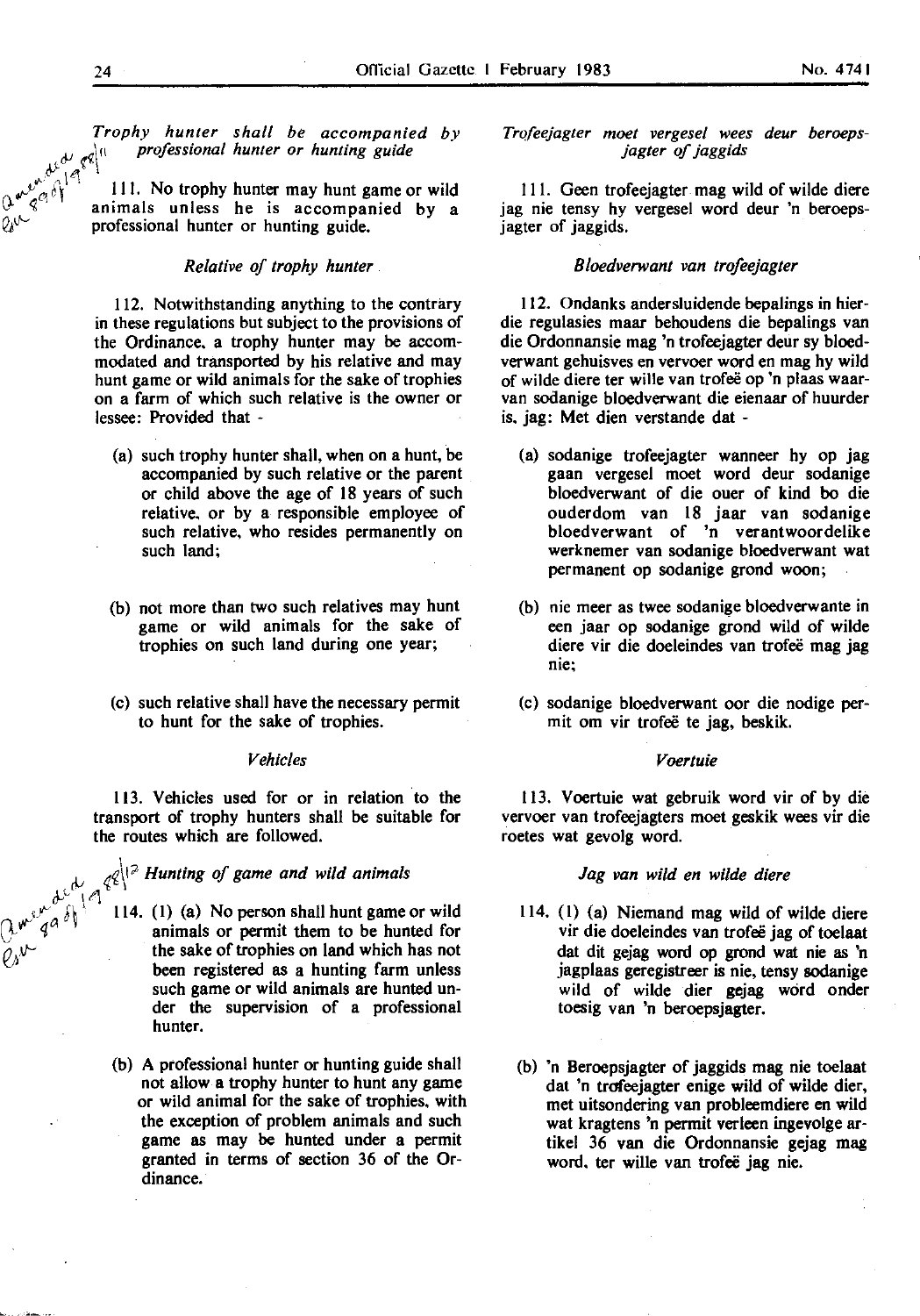*Trophy hunter shall be accompanied by professional hunter or hunting guide*

111. No trophy hunter may hunt game or wild animals unless he is accompanied by a professional hunter or hunting guide.

*Relative of trophy hunter*

112. Notwithstanding anything to the contrary in these regulations but subject to the provisions of the Ordinance, a trophy hunter may be accommodated and transported by his relative and may hunt game or wild animals for the sake of trophies on a farm of which such relative is the owner or lessee: Provided that -

(a) such trophy hunter shall, when on a hunt, be accompanied by such relative or the parent or child above the age of 18 years of such relative, or by a responsible employee of such relative, who resides permanently on such land;

(b) not more than two such relatives may hunt game or wild animals for the sake of trophies on such land during one year;

(c) such relative shall have the necessary permit to hunt for the sake of trophies.

*Vehicles*

113. Vehicles used for or in relation to the transport of trophy hunters shall be suitable for the routes which are followed.

*Hunting of game and wild animals*

114. (1) (a) No person shall hunt game or wild animals or permit them to be hunted for the sake of trophies on land which has not been registered as a hunting farm unless such game or wild animals are hunted under the supervision of a professional hunter.

(b) A professional hunter or hunting guide shall not allow a trophy hunter to hunt any game or wild animal for the sake of trophies, with the exception of problem animals and such game as may be hunted under a permit granted in terms of section 36 of the Ordinance.

*Trofeejagter moet vergesel wees deur beroepsjagter of jaggids*

111. Geen trofeejagter mag wild of wilde diere jag nie tensy hy vergesel word deur 'n beroepsjagter of jaggids.

*Bloedverwant van trofeejagter*

112. Ondanks andersluidende bepalings in hierdie regulasies maar behoudens die bepalings van die Ordonnansie mag 'n trofeejagter deur sy bloedverwant gehuisves en vervoer word en mag hy wild of wilde diere ter wille van trofeë op 'n plaas waarvan sodanige bloedverwant die eienaar of huurder is, jag: Met dien verstande dat -

(a) sodanige trofeejagter wanneer hy op jag gaan vergesel moet word deur sodanige bloedverwant of die ouer of kind bo die ouderdom van 18 jaar van sodanige bloedverwant of 'n verantwoordelike werknemer van sodanige bloedverwant wat permanent op sodanige grond woon;

(b) nie meer as twee sodanige bloedverwante in een jaar op sodanige grond wild of wilde diere vir die doeleindes van trofeë mag jag nie;

(c) sodanige bloedverwant oor die nodige permit om vir trofeë te jag, beskik.

*Voertuie*

113. Voertuie wat gebruik word vir of by die vervoer van trofeejagters moet geskik wees vir die roetes wat gevolg word.

*Jag van wild en wilde diere*

114. (1) (a) Niemand mag wild of wilde diere vir die doeleindes van trofeë jag of toelaat dat dit gejag word op grond wat nie as 'n jagplaas geregistreer is nie, tensy sodanige wild of wilde dier gejag word onder toesig van 'n beroepsjagter.

(b) 'n Beroepsjagter of jaggids mag nie toelaat dat 'n trofeejagter enige wild of wilde dier, met uitsondering van probleemdiere en wild wat kragtens 'n permit verleen ingevolge artikel 36 van die Ordonnansie gejag mag word, ter wille van trofeë jag nie.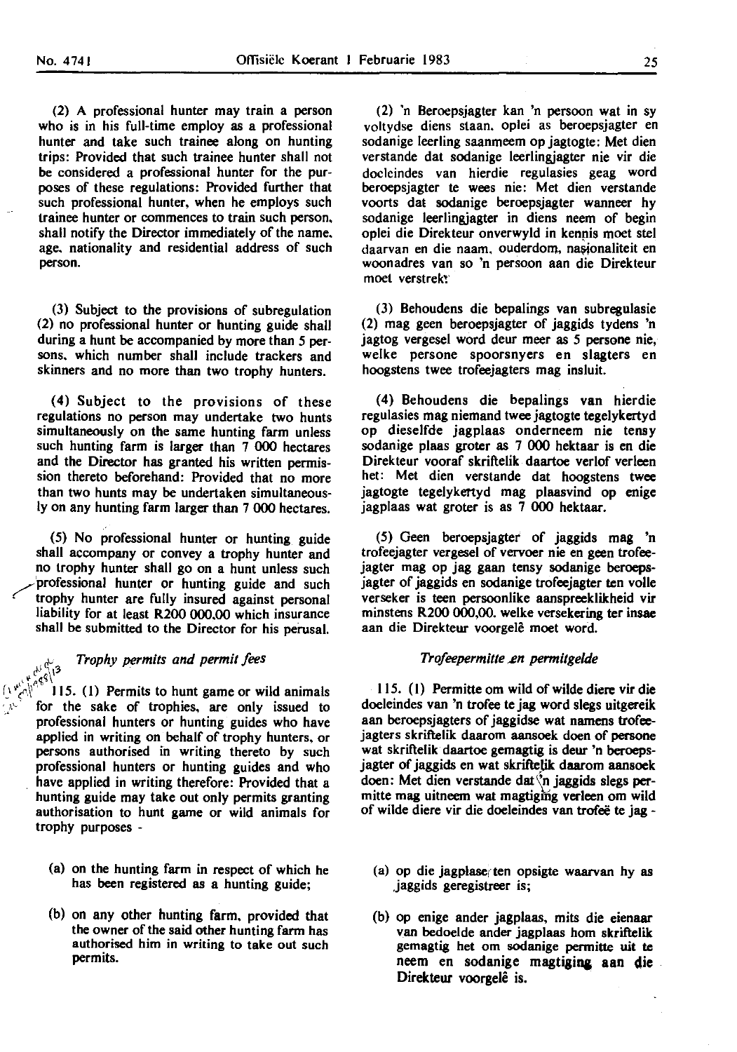(2) A professional hunter may train a person who is in his full-time employ as a professional hunter and take such trainee along on hunting trips: Provided that such trainee hunter shall not be considered a professional hunter for the purposes of these regulations: Provided further that such professional hunter, when he employs such trainee hunter or commences to train such person, shall notify the Director immediately of the name, age, nationality and residential address of such person.

(3) Subject to the provisions of subregulation (2) no professional hunter or hunting guide shall during a hunt be accompanied by more than 5 persons, which number shall include trackers and skinners and no more than two trophy hunters.

(4) Subject to the provisions of these regulations no person may undertake two hunts simultaneously on the same hunting farm unless such hunting farm is larger than 7 000 hectares and the Director has granted his written permission thereto beforehand: Provided that no more than two hunts may be undertaken simultaneously on any hunting farm larger than 7 000 hectares.

(5) No professional hunter or hunting guide shall accompany or convey a trophy hunter and no trophy hunter shall go on a hunt unless such professional hunter or hunting guide and such trophy hunter are fully insured against personal liability for at least R200 000,00 which insurance shall be submitted to the Director for his perusal.

*Trophy permits and permit fees*

115. (1) Permits to hunt game or wild animals for the sake of trophies, are only issued to professional hunters or hunting guides who have applied in writing on behalf of trophy hunters, or persons authorised in writing thereto by such professional hunters or hunting guides and who have applied in writing therefore: Provided that a hunting guide may take out only permits granting authorisation to hunt game or wild animals for trophy purposes -

(a) on the hunting farm in respect of which he has been registered as a hunting guide;

(b) on any other hunting farm, provided that the owner of the said other hunting farm has authorised him in writing to take out such permits.

(2) 'n Beroepsjagter kan 'n persoon wat in sy voltydse diens staan, oplei as beroepsjagter en sodanige leerling saanmeem op jagtogte: Met dien verstande dat sodanige leerlingjagter nie vir die doeleindes van hierdie regulasies geag word beroepsjagter te wees nie: Met dien verstande voorts dat sodanige beroepsjagter wanneer hy sodanige leerlingjagter in diens neem of begin oplei die Direkteur onverwyld in kennis moet stel daarvan en die naam, ouderdom, nasionaliteit en woonadres van so 'n persoon aan die Direkteur moet verstrek.

(3) Behoudens die bepalings van subregulasie (2) mag geen beroepsjagter of jaggids tydens 'n jagtog vergesel word deur meer as 5 persone nie, welke persone spoorsnyers en slagters en hoogstens twee trofeejagters mag insluit.

(4) Behoudens die bepalings van hierdie regulasies mag niemand twee jagtogte tegelykertyd op dieselfde jagplaas onderneem nie tensy sodanige plaas groter as 7 000 hektaar is en die Direkteur vooraf skriftelik daartoe verlof verleen het: Met dien verstande dat hoogstens twee jagtogte tegelykertyd mag plaasvind op enige jagplaas wat groter is as 7 000 hektaar.

(5) Geen beroepsjagter of jaggids mag 'n trofeejagter vergesel of vervoer nie en geen trofeejagter mag op jag gaan tensy sodanige beroepsjagter of jaggids en sodanige trofeejagter ten volle verseker is teen persoonlike aanspreeklikheid vir minstens R200 000,00, welke versekering ter insae aan die Direkteur voorgelê moet word.

*Trofeepermitte en permitgelde*

115. (1) Permitte om wild of wilde diere vir die doeleindes van 'n trofee te jag word slegs uitgereik aan beroepsjagters of jaggidse wat namens trofeejagters skriftelik daarom aansoek doen of persone wat skriftelik daartoe gemagtig is deur 'n beroepsjagter of jaggids en wat skriftelik daarom aansoek doen: Met dien verstande dat 'n jaggids slegs permitte mag uitneem wat magtiging verleen om wild of wilde diere vir die doeleindes van trofeë te jag -

(a) op die jagplaas ten opsigte waarvan hy as jaggids geregistreer is;

(b) op enige ander jagplaas, mits die eienaar van bedoelde ander jagplaas hom skriftelik gemagtig het om sodanige permitte uit te neem en sodanige magtiging aan die Direkteur voorgelê is.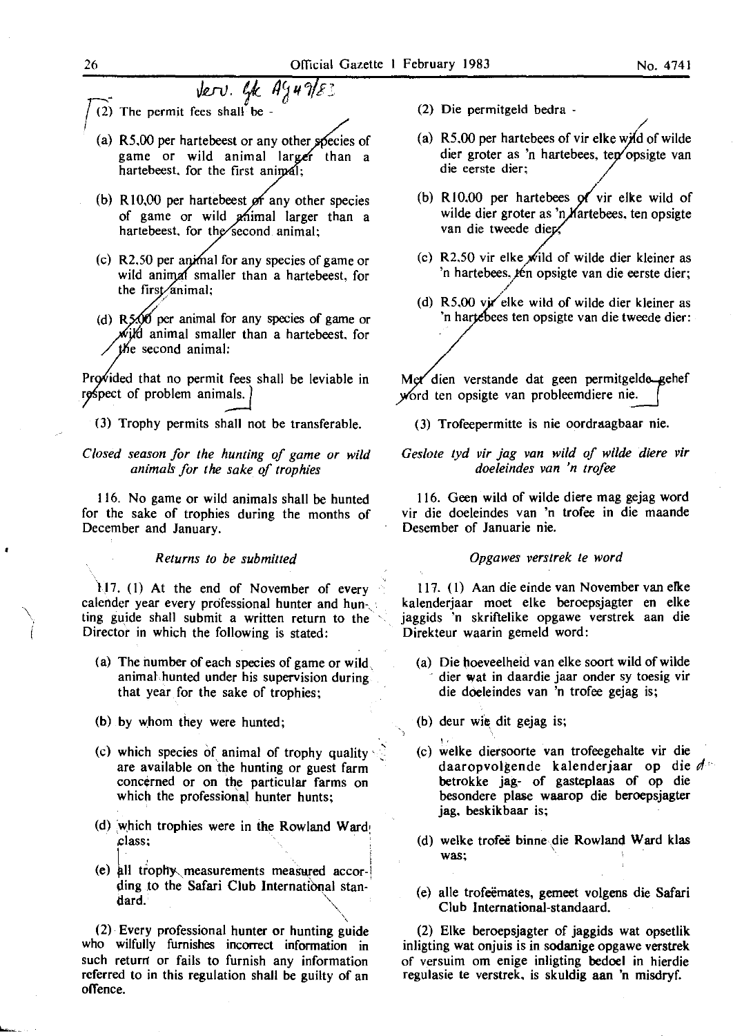Verv. GK Ag 49/83

(2) The permit fees shall be -

(a) R5,00 per hartebeest or any other species of game or wild animal larger than a hartebeest, for the first animal;

(b) R10,00 per hartebeest or any other species of game or wild animal larger than a hartebeest, for the second animal;

(c) R2,50 per animal for any species of game or wild animal smaller than a hartebeest, for the first animal;

(d) R5,00 per animal for any species of game or wild animal smaller than a hartebeest, for the second animal:

Provided that no permit fees shall be leviable in respect of problem animals.

(3) Trophy permits shall not be transferable.

*Closed season for the hunting of game or wild animals for the sake of trophies*

116. No game or wild animals shall be hunted for the sake of trophies during the months of December and January.

*Returns to be submitted*

117. (1) At the end of November of every calender year every professional hunter and hunting guide shall submit a written return to the Director in which the following is stated:

(a) The number of each species of game or wild animal hunted under his supervision during that year for the sake of trophies;

(b) by whom they were hunted;

(c) which species of animal of trophy quality are available on the hunting or guest farm concerned or on the particular farms on which the professional hunter hunts;

(d) which trophies were in the Rowland Ward class;

(e) all trophy measurements measured according to the Safari Club International standard.

(2) Every professional hunter or hunting guide who wilfully furnishes incorrect information in such return or fails to furnish any information referred to in this regulation shall be guilty of an offence.

(2) Die permitgeld bedra -

(a) R5,00 per hartebees of vir elke wild of wilde dier groter as 'n hartebees, ten opsigte van die eerste dier;

(b) R10,00 per hartebees of vir elke wild of wilde dier groter as 'n hartebees, ten opsigte van die tweede dier;

(c) R2,50 vir elke wild of wilde dier kleiner as 'n hartebees, ten opsigte van die eerste dier;

(d) R5,00 vir elke wild of wilde dier kleiner as 'n hartebees ten opsigte van die tweede dier:

Met dien verstande dat geen permitgelde gehef word ten opsigte van probleemdiere nie.

(3) Trofeepermitte is nie oordraagbaar nie.

*Geslote tyd vir jag van wild of wilde diere vir doeleindes van 'n trofee*

116. Geen wild of wilde diere mag gejag word vir die doeleindes van 'n trofee in die maande Desember of Januarie nie.

*Opgawes verstrek te word*

117. (1) Aan die einde van November van elke kalenderjaar moet elke beroepsjagter en elke jaggids 'n skriftelike opgawe verstrek aan die Direkteur waarin gemeld word:

(a) Die hoeveelheid van elke soort wild of wilde dier wat in daardie jaar onder sy toesig vir die doeleindes van 'n trofee gejag is;

(b) deur wie dit gejag is;

(c) welke diersoorte van trofeegehalte vir die daaropvolgende kalenderjaar op die betrokke jag- of gasteplaas of op die besondere plase waarop die beroepsjagter jag, beskikbaar is;

(d) welke trofeë binne die Rowland Ward klas was;

(e) alle trofeëmates, gemeet volgens die Safari Club International-standaard.

(2) Elke beroepsjagter of jaggids wat opsetlik inligting wat onjuis is in sodanige opgawe verstrek of versuim om enige inligting bedoel in hierdie regulasie te verstrek, is skuldig aan 'n misdryf.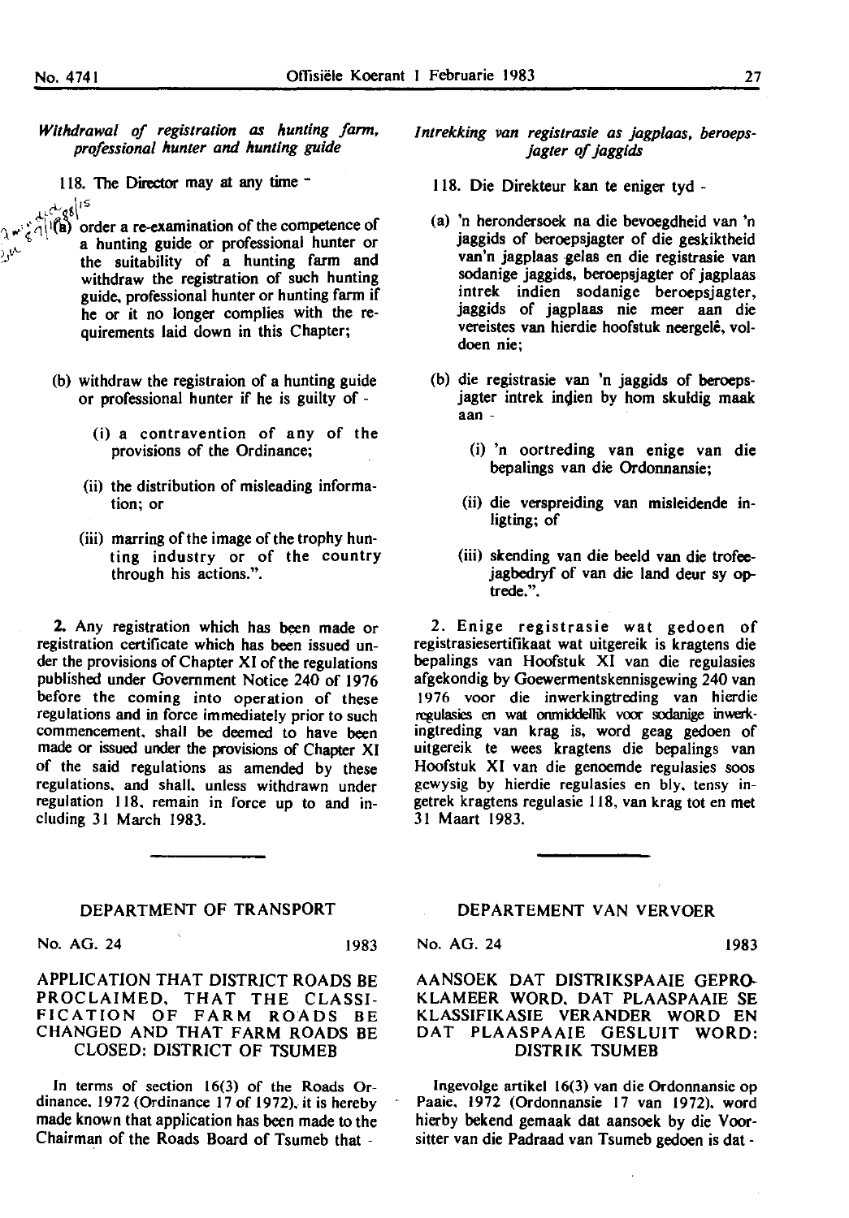*Withdrawal of registration as hunting farm, professional hunter and hunting guide*

118. The Director may at any time -

(a) order a re-examination of the competence of a hunting guide or professional hunter or the suitability of a hunting farm and withdraw the registration of such hunting guide, professional hunter or hunting farm if he or it no longer complies with the requirements laid down in this Chapter;

(b) withdraw the registraion of a hunting guide or professional hunter if he is guilty of -

(i) a contravention of any of the provisions of the Ordinance;

(ii) the distribution of misleading information; or

(iii) marring of the image of the trophy hunting industry or of the country through his actions.".

2. Any registration which has been made or registration certificate which has been issued under the provisions of Chapter XI of the regulations published under Government Notice 240 of 1976 before the coming into operation of these regulations and in force immediately prior to such commencement, shall be deemed to have been made or issued under the provisions of Chapter XI of the said regulations as amended by these regulations, and shall, unless withdrawn under regulation 118, remain in force up to and including 31 March 1983.

*Intrekking van registrasie as jagplaas, beroepsjagter of jaggids*

118. Die Direkteur kan te eniger tyd -

(a) 'n herondersoek na die bevoegdheid van 'n jaggids of beroepsjagter of die geskiktheid van'n jagplaas gelas en die registrasie van sodanige jaggids, beroepsjagter of jagplaas intrek indien sodanige beroepsjagter, jaggids of jagplaas nie meer aan die vereistes van hierdie hoofstuk neergelê, voldoen nie;

(b) die registrasie van 'n jaggids of beroepsjagter intrek indien hy hom skuldig maak aan -

(i) 'n oortreding van enige van die bepalings van die Ordonnansie;

(ii) die verspreiding van misleidende inligting; of

(iii) skending van die beeld van die trofeejagbedryf of van die land deur sy optrede.".

2. Enige registrasie wat gedoen of registrasiesertifikaat wat uitgereik is kragtens die bepalings van Hoofstuk XI van die regulasies afgekondig by Goewermentskennisgewing 240 van 1976 voor die inwerkingtreding van hierdie regulasies en wat onmiddellik voor sodanige inwerkingtreding van krag is, word geag gedoen of uitgereik te wees kragtens die bepalings van Hoofstuk XI van die genoemde regulasies soos gewysig by hierdie regulasies en bly, tensy ingetrek kragtens regulasie 118, van krag tot en met 31 Maart 1983.

---

## DEPARTMENT OF TRANSPORT

No. AG. 24 1983

### APPLICATION THAT DISTRICT ROADS BE PROCLAIMED, THAT THE CLASSIFICATION OF FARM ROADS BE CHANGED AND THAT FARM ROADS BE CLOSED: DISTRICT OF TSUMEB

In terms of section 16(3) of the Roads Ordinance, 1972 (Ordinance 17 of 1972), it is hereby made known that application has been made to the Chairman of the Roads Board of Tsumeb that -

## DEPARTEMENT VAN VERVOER

No. AG. 24 1983

### AANSOEK DAT DISTRIKSPAAIE GEPROKLAMEER WORD, DAT PLAASPAAIE SE KLASSIFIKASIE VERANDER WORD EN DAT PLAASPAAIE GESLUIT WORD: DISTRIK TSUMEB

Ingevolge artikel 16(3) van die Ordonnansie op Paaie, 1972 (Ordonnansie 17 van 1972), word hierby bekend gemaak dat aansoek by die Voorsitter van die Padraad van Tsumeb gedoen is dat -